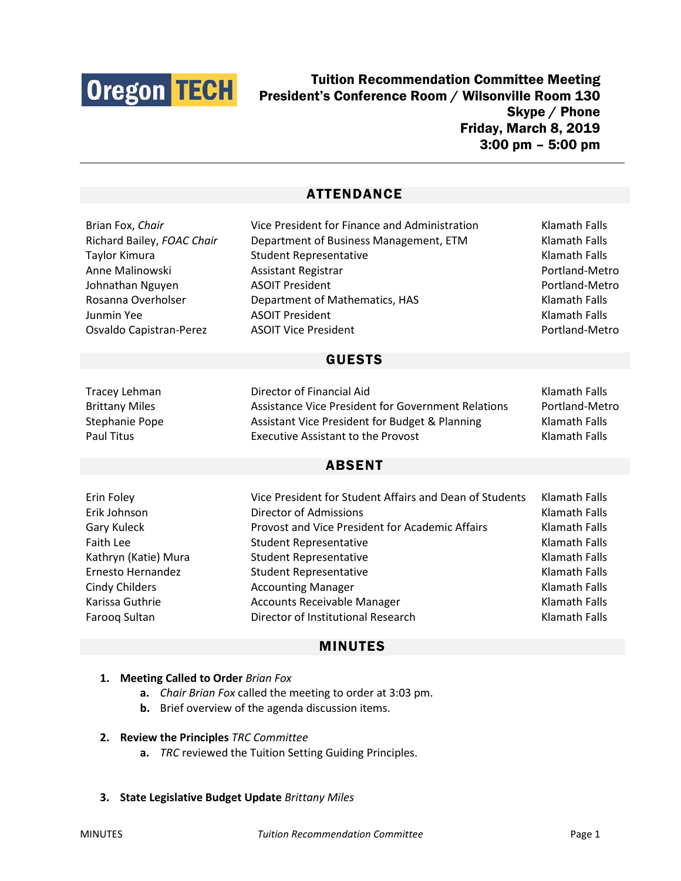**Oregon TECH**

# Tuition Recommendation Committee Meeting
## President's Conference Room / Wilsonville Room 130
## Skype / Phone
## Friday, March 8, 2019
## 3:00 pm – 5:00 pm

---

## ATTENDANCE

| | | |
|---|---|---|
| Brian Fox, *Chair* | Vice President for Finance and Administration | Klamath Falls |
| Richard Bailey, *FOAC Chair* | Department of Business Management, ETM | Klamath Falls |
| Taylor Kimura | Student Representative | Klamath Falls |
| Anne Malinowski | Assistant Registrar | Portland-Metro |
| Johnathan Nguyen | ASOIT President | Portland-Metro |
| Rosanna Overholser | Department of Mathematics, HAS | Klamath Falls |
| Junmin Yee | ASOIT President | Klamath Falls |
| Osvaldo Capistran-Perez | ASOIT Vice President | Portland-Metro |

## GUESTS

| | | |
|---|---|---|
| Tracey Lehman | Director of Financial Aid | Klamath Falls |
| Brittany Miles | Assistance Vice President for Government Relations | Portland-Metro |
| Stephanie Pope | Assistant Vice President for Budget & Planning | Klamath Falls |
| Paul Titus | Executive Assistant to the Provost | Klamath Falls |

## ABSENT

| | | |
|---|---|---|
| Erin Foley | Vice President for Student Affairs and Dean of Students | Klamath Falls |
| Erik Johnson | Director of Admissions | Klamath Falls |
| Gary Kuleck | Provost and Vice President for Academic Affairs | Klamath Falls |
| Faith Lee | Student Representative | Klamath Falls |
| Kathryn (Katie) Mura | Student Representative | Klamath Falls |
| Ernesto Hernandez | Student Representative | Klamath Falls |
| Cindy Childers | Accounting Manager | Klamath Falls |
| Karissa Guthrie | Accounts Receivable Manager | Klamath Falls |
| Farooq Sultan | Director of Institutional Research | Klamath Falls |

## MINUTES

1. **Meeting Called to Order** *Brian Fox*
   a. *Chair Brian Fox* called the meeting to order at 3:03 pm.
   b. Brief overview of the agenda discussion items.

2. **Review the Principles** *TRC Committee*
   a. *TRC* reviewed the Tuition Setting Guiding Principles.

3. **State Legislative Budget Update** *Brittany Miles*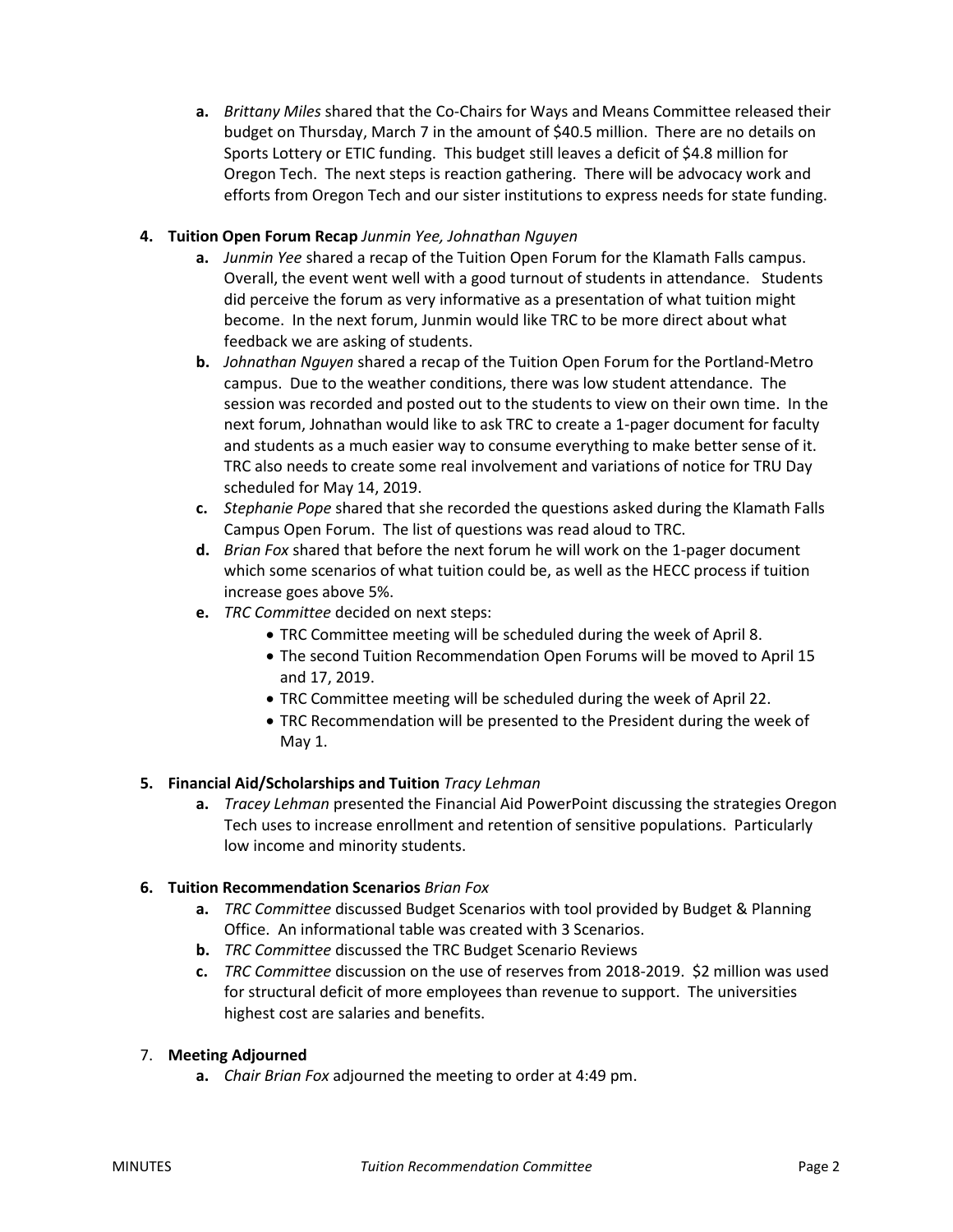**a.** *Brittany Miles* shared that the Co-Chairs for Ways and Means Committee released their budget on Thursday, March 7 in the amount of $40.5 million. There are no details on Sports Lottery or ETIC funding. This budget still leaves a deficit of $4.8 million for Oregon Tech. The next steps is reaction gathering. There will be advocacy work and efforts from Oregon Tech and our sister institutions to express needs for state funding.

**4. Tuition Open Forum Recap** *Junmin Yee, Johnathan Nguyen*

**a.** *Junmin Yee* shared a recap of the Tuition Open Forum for the Klamath Falls campus. Overall, the event went well with a good turnout of students in attendance. Students did perceive the forum as very informative as a presentation of what tuition might become. In the next forum, Junmin would like TRC to be more direct about what feedback we are asking of students.

**b.** *Johnathan Nguyen* shared a recap of the Tuition Open Forum for the Portland-Metro campus. Due to the weather conditions, there was low student attendance. The session was recorded and posted out to the students to view on their own time. In the next forum, Johnathan would like to ask TRC to create a 1-pager document for faculty and students as a much easier way to consume everything to make better sense of it. TRC also needs to create some real involvement and variations of notice for TRU Day scheduled for May 14, 2019.

**c.** *Stephanie Pope* shared that she recorded the questions asked during the Klamath Falls Campus Open Forum. The list of questions was read aloud to TRC.

**d.** *Brian Fox* shared that before the next forum he will work on the 1-pager document which some scenarios of what tuition could be, as well as the HECC process if tuition increase goes above 5%.

**e.** *TRC Committee* decided on next steps:

- TRC Committee meeting will be scheduled during the week of April 8.
- The second Tuition Recommendation Open Forums will be moved to April 15 and 17, 2019.
- TRC Committee meeting will be scheduled during the week of April 22.
- TRC Recommendation will be presented to the President during the week of May 1.

**5. Financial Aid/Scholarships and Tuition** *Tracy Lehman*

**a.** *Tracey Lehman* presented the Financial Aid PowerPoint discussing the strategies Oregon Tech uses to increase enrollment and retention of sensitive populations. Particularly low income and minority students.

**6. Tuition Recommendation Scenarios** *Brian Fox*

**a.** *TRC Committee* discussed Budget Scenarios with tool provided by Budget & Planning Office. An informational table was created with 3 Scenarios.

**b.** *TRC Committee* discussed the TRC Budget Scenario Reviews

**c.** *TRC Committee* discussion on the use of reserves from 2018-2019. $2 million was used for structural deficit of more employees than revenue to support. The universities highest cost are salaries and benefits.

7. **Meeting Adjourned**

**a.** *Chair Brian Fox* adjourned the meeting to order at 4:49 pm.